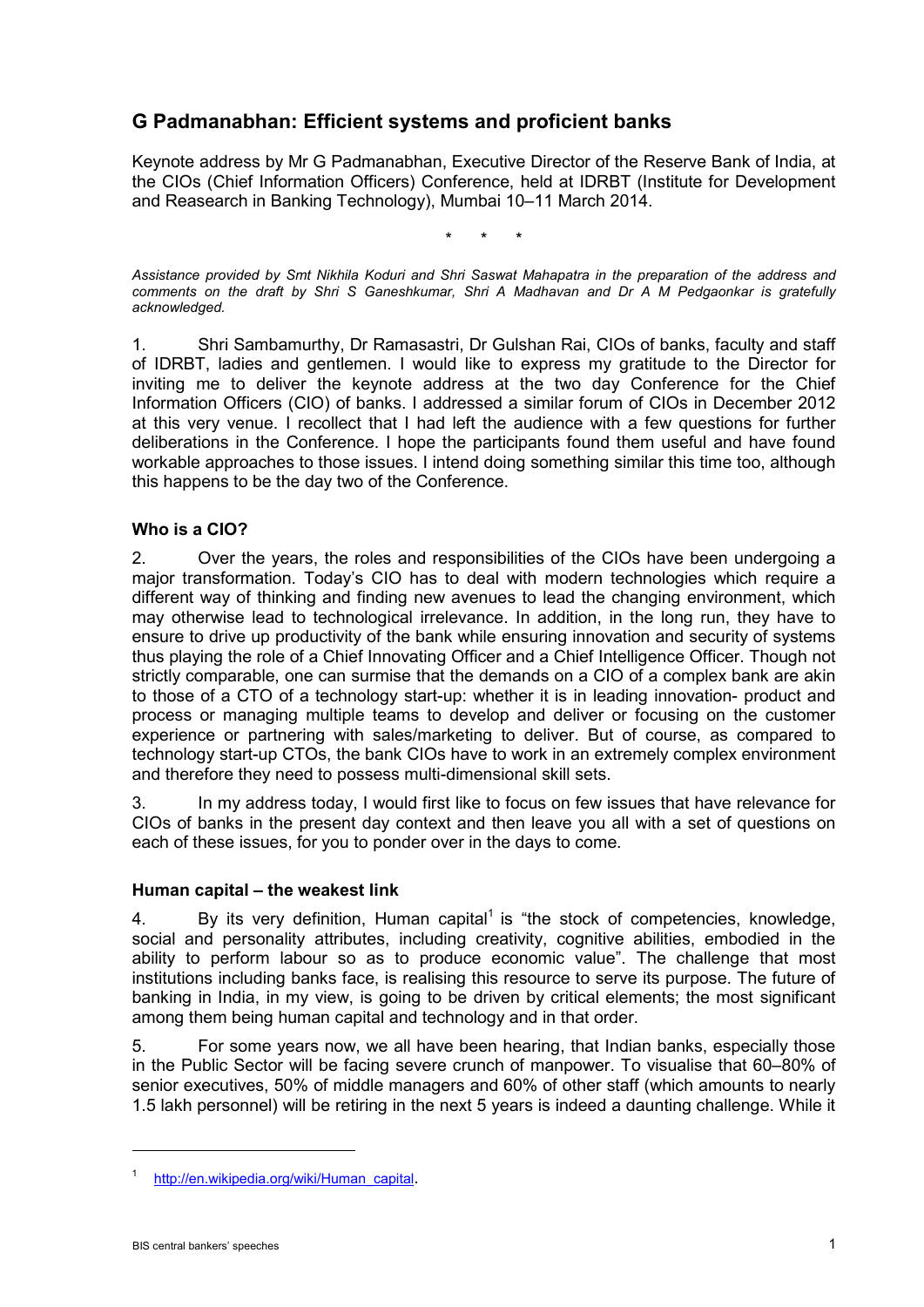# G Padmanabhan: Efficient systems and proficient banks

Keynote address by Mr G Padmanabhan, Executive Director of the Reserve Bank of India, at the CIOs (Chief Information Officers) Conference, held at IDRBT (Institute for Development and Reasearch in Banking Technology), Mumbai 10–11 March 2014.

\* \* \*

*Assistance provided by Smt Nikhila Koduri and Shri Saswat Mahapatra in the preparation of the address and comments on the draft by Shri S Ganeshkumar, Shri A Madhavan and Dr A M Pedgaonkar is gratefully acknowledged.*

1. Shri Sambamurthy, Dr Ramasastri, Dr Gulshan Rai, CIOs of banks, faculty and staff of IDRBT, ladies and gentlemen. I would like to express my gratitude to the Director for inviting me to deliver the keynote address at the two day Conference for the Chief Information Officers (CIO) of banks. I addressed a similar forum of CIOs in December 2012 at this very venue. I recollect that I had left the audience with a few questions for further deliberations in the Conference. I hope the participants found them useful and have found workable approaches to those issues. I intend doing something similar this time too, although this happens to be the day two of the Conference.

### Who is a CIO?

2. Over the years, the roles and responsibilities of the CIOs have been undergoing a major transformation. Today's CIO has to deal with modern technologies which require a different way of thinking and finding new avenues to lead the changing environment, which may otherwise lead to technological irrelevance. In addition, in the long run, they have to ensure to drive up productivity of the bank while ensuring innovation and security of systems thus playing the role of a Chief Innovating Officer and a Chief Intelligence Officer. Though not strictly comparable, one can surmise that the demands on a CIO of a complex bank are akin to those of a CTO of a technology start-up: whether it is in leading innovation- product and process or managing multiple teams to develop and deliver or focusing on the customer experience or partnering with sales/marketing to deliver. But of course, as compared to technology start-up CTOs, the bank CIOs have to work in an extremely complex environment and therefore they need to possess multi-dimensional skill sets.

3. In my address today, I would first like to focus on few issues that have relevance for CIOs of banks in the present day context and then leave you all with a set of questions on each of these issues, for you to ponder over in the days to come.

### Human capital – the weakest link

4. By its very definition, Human capital[1] is "the stock of competencies, knowledge, social and personality attributes, including creativity, cognitive abilities, embodied in the ability to perform labour so as to produce economic value". The challenge that most institutions including banks face, is realising this resource to serve its purpose. The future of banking in India, in my view, is going to be driven by critical elements; the most significant among them being human capital and technology and in that order.

5. For some years now, we all have been hearing, that Indian banks, especially those in the Public Sector will be facing severe crunch of manpower. To visualise that 60–80% of senior executives, 50% of middle managers and 60% of other staff (which amounts to nearly 1.5 lakh personnel) will be retiring in the next 5 years is indeed a daunting challenge. While it

---

[1] http://en.wikipedia.org/wiki/Human_capital.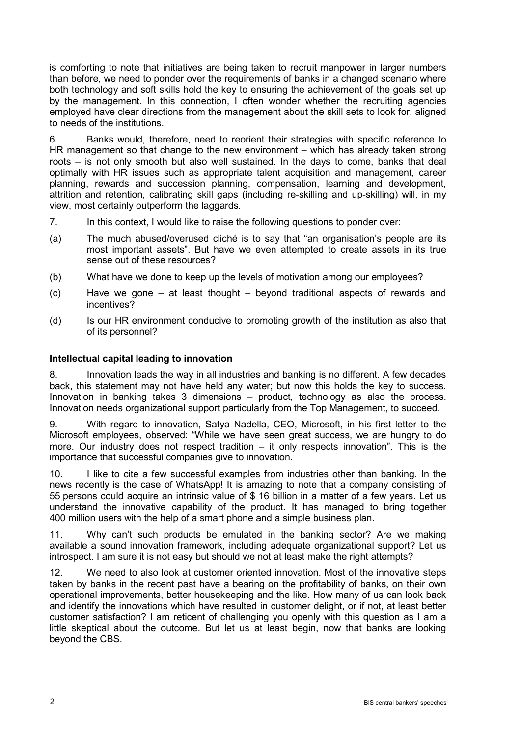is comforting to note that initiatives are being taken to recruit manpower in larger numbers than before, we need to ponder over the requirements of banks in a changed scenario where both technology and soft skills hold the key to ensuring the achievement of the goals set up by the management. In this connection, I often wonder whether the recruiting agencies employed have clear directions from the management about the skill sets to look for, aligned to needs of the institutions.

6. Banks would, therefore, need to reorient their strategies with specific reference to HR management so that change to the new environment – which has already taken strong roots – is not only smooth but also well sustained. In the days to come, banks that deal optimally with HR issues such as appropriate talent acquisition and management, career planning, rewards and succession planning, compensation, learning and development, attrition and retention, calibrating skill gaps (including re-skilling and up-skilling) will, in my view, most certainly outperform the laggards.

7. In this context, I would like to raise the following questions to ponder over:

(a) The much abused/overused cliché is to say that "an organisation's people are its most important assets". But have we even attempted to create assets in its true sense out of these resources?

(b) What have we done to keep up the levels of motivation among our employees?

(c) Have we gone – at least thought – beyond traditional aspects of rewards and incentives?

(d) Is our HR environment conducive to promoting growth of the institution as also that of its personnel?

**Intellectual capital leading to innovation**

8. Innovation leads the way in all industries and banking is no different. A few decades back, this statement may not have held any water; but now this holds the key to success. Innovation in banking takes 3 dimensions – product, technology as also the process. Innovation needs organizational support particularly from the Top Management, to succeed.

9. With regard to innovation, Satya Nadella, CEO, Microsoft, in his first letter to the Microsoft employees, observed: "While we have seen great success, we are hungry to do more. Our industry does not respect tradition – it only respects innovation". This is the importance that successful companies give to innovation.

10. I like to cite a few successful examples from industries other than banking. In the news recently is the case of WhatsApp! It is amazing to note that a company consisting of 55 persons could acquire an intrinsic value of $ 16 billion in a matter of a few years. Let us understand the innovative capability of the product. It has managed to bring together 400 million users with the help of a smart phone and a simple business plan.

11. Why can't such products be emulated in the banking sector? Are we making available a sound innovation framework, including adequate organizational support? Let us introspect. I am sure it is not easy but should we not at least make the right attempts?

12. We need to also look at customer oriented innovation. Most of the innovative steps taken by banks in the recent past have a bearing on the profitability of banks, on their own operational improvements, better housekeeping and the like. How many of us can look back and identify the innovations which have resulted in customer delight, or if not, at least better customer satisfaction? I am reticent of challenging you openly with this question as I am a little skeptical about the outcome. But let us at least begin, now that banks are looking beyond the CBS.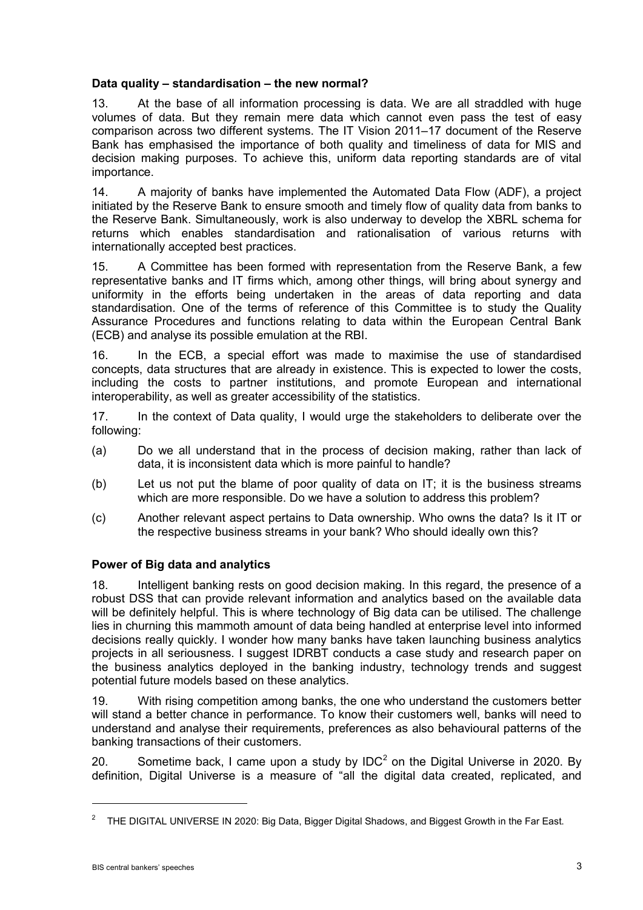**Data quality – standardisation – the new normal?**

13. At the base of all information processing is data. We are all straddled with huge volumes of data. But they remain mere data which cannot even pass the test of easy comparison across two different systems. The IT Vision 2011–17 document of the Reserve Bank has emphasised the importance of both quality and timeliness of data for MIS and decision making purposes. To achieve this, uniform data reporting standards are of vital importance.

14. A majority of banks have implemented the Automated Data Flow (ADF), a project initiated by the Reserve Bank to ensure smooth and timely flow of quality data from banks to the Reserve Bank. Simultaneously, work is also underway to develop the XBRL schema for returns which enables standardisation and rationalisation of various returns with internationally accepted best practices.

15. A Committee has been formed with representation from the Reserve Bank, a few representative banks and IT firms which, among other things, will bring about synergy and uniformity in the efforts being undertaken in the areas of data reporting and data standardisation. One of the terms of reference of this Committee is to study the Quality Assurance Procedures and functions relating to data within the European Central Bank (ECB) and analyse its possible emulation at the RBI.

16. In the ECB, a special effort was made to maximise the use of standardised concepts, data structures that are already in existence. This is expected to lower the costs, including the costs to partner institutions, and promote European and international interoperability, as well as greater accessibility of the statistics.

17. In the context of Data quality, I would urge the stakeholders to deliberate over the following:

(a) Do we all understand that in the process of decision making, rather than lack of data, it is inconsistent data which is more painful to handle?

(b) Let us not put the blame of poor quality of data on IT; it is the business streams which are more responsible. Do we have a solution to address this problem?

(c) Another relevant aspect pertains to Data ownership. Who owns the data? Is it IT or the respective business streams in your bank? Who should ideally own this?

**Power of Big data and analytics**

18. Intelligent banking rests on good decision making. In this regard, the presence of a robust DSS that can provide relevant information and analytics based on the available data will be definitely helpful. This is where technology of Big data can be utilised. The challenge lies in churning this mammoth amount of data being handled at enterprise level into informed decisions really quickly. I wonder how many banks have taken launching business analytics projects in all seriousness. I suggest IDRBT conducts a case study and research paper on the business analytics deployed in the banking industry, technology trends and suggest potential future models based on these analytics.

19. With rising competition among banks, the one who understand the customers better will stand a better chance in performance. To know their customers well, banks will need to understand and analyse their requirements, preferences as also behavioural patterns of the banking transactions of their customers.

20. Sometime back, I came upon a study by IDC[2] on the Digital Universe in 2020. By definition, Digital Universe is a measure of "all the digital data created, replicated, and

---

[2] THE DIGITAL UNIVERSE IN 2020: Big Data, Bigger Digital Shadows, and Biggest Growth in the Far East.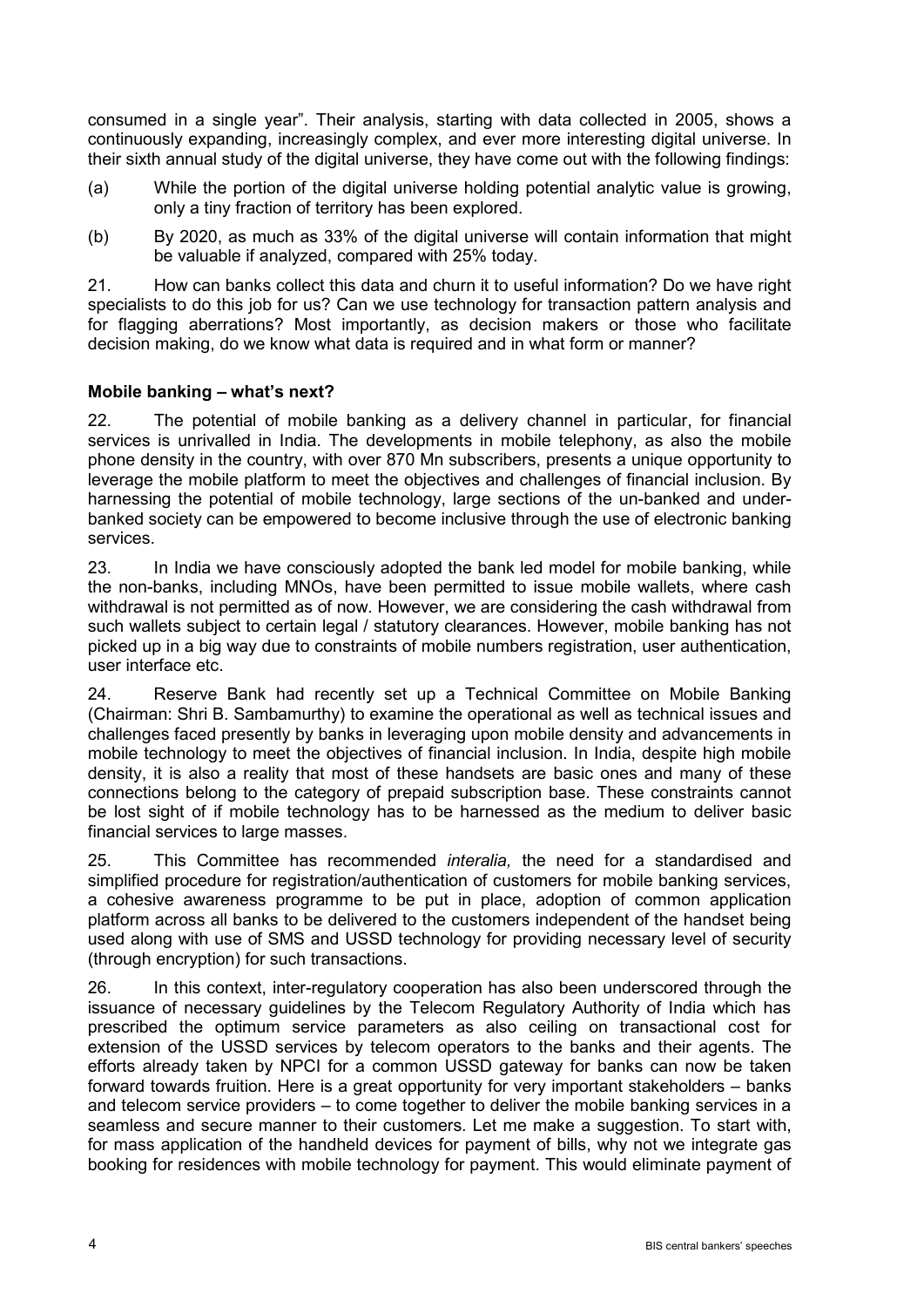consumed in a single year". Their analysis, starting with data collected in 2005, shows a continuously expanding, increasingly complex, and ever more interesting digital universe. In their sixth annual study of the digital universe, they have come out with the following findings:

(a) While the portion of the digital universe holding potential analytic value is growing, only a tiny fraction of territory has been explored.

(b) By 2020, as much as 33% of the digital universe will contain information that might be valuable if analyzed, compared with 25% today.

21. How can banks collect this data and churn it to useful information? Do we have right specialists to do this job for us? Can we use technology for transaction pattern analysis and for flagging aberrations? Most importantly, as decision makers or those who facilitate decision making, do we know what data is required and in what form or manner?

**Mobile banking – what's next?**

22. The potential of mobile banking as a delivery channel in particular, for financial services is unrivalled in India. The developments in mobile telephony, as also the mobile phone density in the country, with over 870 Mn subscribers, presents a unique opportunity to leverage the mobile platform to meet the objectives and challenges of financial inclusion. By harnessing the potential of mobile technology, large sections of the un-banked and under-banked society can be empowered to become inclusive through the use of electronic banking services.

23. In India we have consciously adopted the bank led model for mobile banking, while the non-banks, including MNOs, have been permitted to issue mobile wallets, where cash withdrawal is not permitted as of now. However, we are considering the cash withdrawal from such wallets subject to certain legal / statutory clearances. However, mobile banking has not picked up in a big way due to constraints of mobile numbers registration, user authentication, user interface etc.

24. Reserve Bank had recently set up a Technical Committee on Mobile Banking (Chairman: Shri B. Sambamurthy) to examine the operational as well as technical issues and challenges faced presently by banks in leveraging upon mobile density and advancements in mobile technology to meet the objectives of financial inclusion. In India, despite high mobile density, it is also a reality that most of these handsets are basic ones and many of these connections belong to the category of prepaid subscription base. These constraints cannot be lost sight of if mobile technology has to be harnessed as the medium to deliver basic financial services to large masses.

25. This Committee has recommended *interalia,* the need for a standardised and simplified procedure for registration/authentication of customers for mobile banking services, a cohesive awareness programme to be put in place, adoption of common application platform across all banks to be delivered to the customers independent of the handset being used along with use of SMS and USSD technology for providing necessary level of security (through encryption) for such transactions.

26. In this context, inter-regulatory cooperation has also been underscored through the issuance of necessary guidelines by the Telecom Regulatory Authority of India which has prescribed the optimum service parameters as also ceiling on transactional cost for extension of the USSD services by telecom operators to the banks and their agents. The efforts already taken by NPCI for a common USSD gateway for banks can now be taken forward towards fruition. Here is a great opportunity for very important stakeholders – banks and telecom service providers – to come together to deliver the mobile banking services in a seamless and secure manner to their customers. Let me make a suggestion. To start with, for mass application of the handheld devices for payment of bills, why not we integrate gas booking for residences with mobile technology for payment. This would eliminate payment of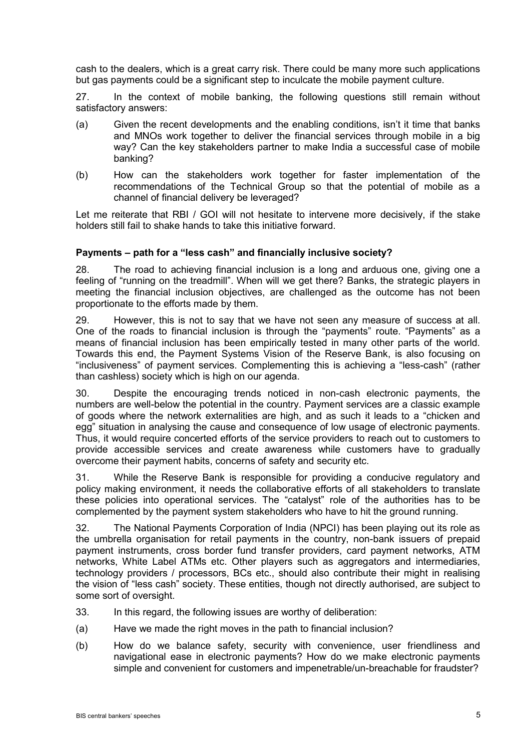cash to the dealers, which is a great carry risk. There could be many more such applications but gas payments could be a significant step to inculcate the mobile payment culture.

27. In the context of mobile banking, the following questions still remain without satisfactory answers:

(a) Given the recent developments and the enabling conditions, isn't it time that banks and MNOs work together to deliver the financial services through mobile in a big way? Can the key stakeholders partner to make India a successful case of mobile banking?

(b) How can the stakeholders work together for faster implementation of the recommendations of the Technical Group so that the potential of mobile as a channel of financial delivery be leveraged?

Let me reiterate that RBI / GOI will not hesitate to intervene more decisively, if the stake holders still fail to shake hands to take this initiative forward.

**Payments – path for a "less cash" and financially inclusive society?**

28. The road to achieving financial inclusion is a long and arduous one, giving one a feeling of "running on the treadmill". When will we get there? Banks, the strategic players in meeting the financial inclusion objectives, are challenged as the outcome has not been proportionate to the efforts made by them.

29. However, this is not to say that we have not seen any measure of success at all. One of the roads to financial inclusion is through the "payments" route. "Payments" as a means of financial inclusion has been empirically tested in many other parts of the world. Towards this end, the Payment Systems Vision of the Reserve Bank, is also focusing on "inclusiveness" of payment services. Complementing this is achieving a "less-cash" (rather than cashless) society which is high on our agenda.

30. Despite the encouraging trends noticed in non-cash electronic payments, the numbers are well-below the potential in the country. Payment services are a classic example of goods where the network externalities are high, and as such it leads to a "chicken and egg" situation in analysing the cause and consequence of low usage of electronic payments. Thus, it would require concerted efforts of the service providers to reach out to customers to provide accessible services and create awareness while customers have to gradually overcome their payment habits, concerns of safety and security etc.

31. While the Reserve Bank is responsible for providing a conducive regulatory and policy making environment, it needs the collaborative efforts of all stakeholders to translate these policies into operational services. The "catalyst" role of the authorities has to be complemented by the payment system stakeholders who have to hit the ground running.

32. The National Payments Corporation of India (NPCI) has been playing out its role as the umbrella organisation for retail payments in the country, non-bank issuers of prepaid payment instruments, cross border fund transfer providers, card payment networks, ATM networks, White Label ATMs etc. Other players such as aggregators and intermediaries, technology providers / processors, BCs etc., should also contribute their might in realising the vision of "less cash" society. These entities, though not directly authorised, are subject to some sort of oversight.

33. In this regard, the following issues are worthy of deliberation:

(a) Have we made the right moves in the path to financial inclusion?

(b) How do we balance safety, security with convenience, user friendliness and navigational ease in electronic payments? How do we make electronic payments simple and convenient for customers and impenetrable/un-breachable for fraudster?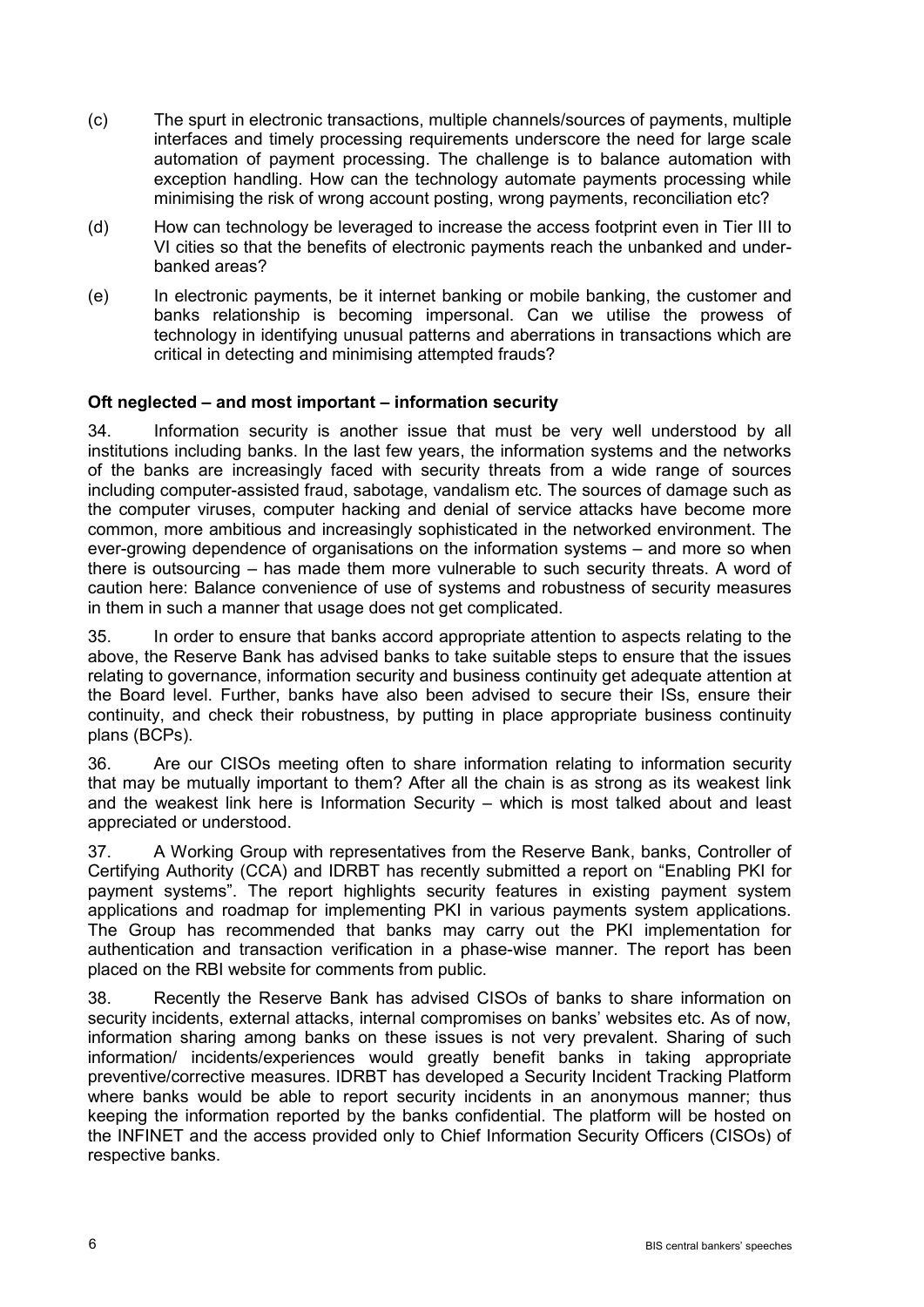(c) The spurt in electronic transactions, multiple channels/sources of payments, multiple interfaces and timely processing requirements underscore the need for large scale automation of payment processing. The challenge is to balance automation with exception handling. How can the technology automate payments processing while minimising the risk of wrong account posting, wrong payments, reconciliation etc?

(d) How can technology be leveraged to increase the access footprint even in Tier III to VI cities so that the benefits of electronic payments reach the unbanked and under-banked areas?

(e) In electronic payments, be it internet banking or mobile banking, the customer and banks relationship is becoming impersonal. Can we utilise the prowess of technology in identifying unusual patterns and aberrations in transactions which are critical in detecting and minimising attempted frauds?

**Oft neglected – and most important – information security**

34. Information security is another issue that must be very well understood by all institutions including banks. In the last few years, the information systems and the networks of the banks are increasingly faced with security threats from a wide range of sources including computer-assisted fraud, sabotage, vandalism etc. The sources of damage such as the computer viruses, computer hacking and denial of service attacks have become more common, more ambitious and increasingly sophisticated in the networked environment. The ever-growing dependence of organisations on the information systems – and more so when there is outsourcing – has made them more vulnerable to such security threats. A word of caution here: Balance convenience of use of systems and robustness of security measures in them in such a manner that usage does not get complicated.

35. In order to ensure that banks accord appropriate attention to aspects relating to the above, the Reserve Bank has advised banks to take suitable steps to ensure that the issues relating to governance, information security and business continuity get adequate attention at the Board level. Further, banks have also been advised to secure their ISs, ensure their continuity, and check their robustness, by putting in place appropriate business continuity plans (BCPs).

36. Are our CISOs meeting often to share information relating to information security that may be mutually important to them? After all the chain is as strong as its weakest link and the weakest link here is Information Security – which is most talked about and least appreciated or understood.

37. A Working Group with representatives from the Reserve Bank, banks, Controller of Certifying Authority (CCA) and IDRBT has recently submitted a report on "Enabling PKI for payment systems". The report highlights security features in existing payment system applications and roadmap for implementing PKI in various payments system applications. The Group has recommended that banks may carry out the PKI implementation for authentication and transaction verification in a phase-wise manner. The report has been placed on the RBI website for comments from public.

38. Recently the Reserve Bank has advised CISOs of banks to share information on security incidents, external attacks, internal compromises on banks' websites etc. As of now, information sharing among banks on these issues is not very prevalent. Sharing of such information/ incidents/experiences would greatly benefit banks in taking appropriate preventive/corrective measures. IDRBT has developed a Security Incident Tracking Platform where banks would be able to report security incidents in an anonymous manner; thus keeping the information reported by the banks confidential. The platform will be hosted on the INFINET and the access provided only to Chief Information Security Officers (CISOs) of respective banks.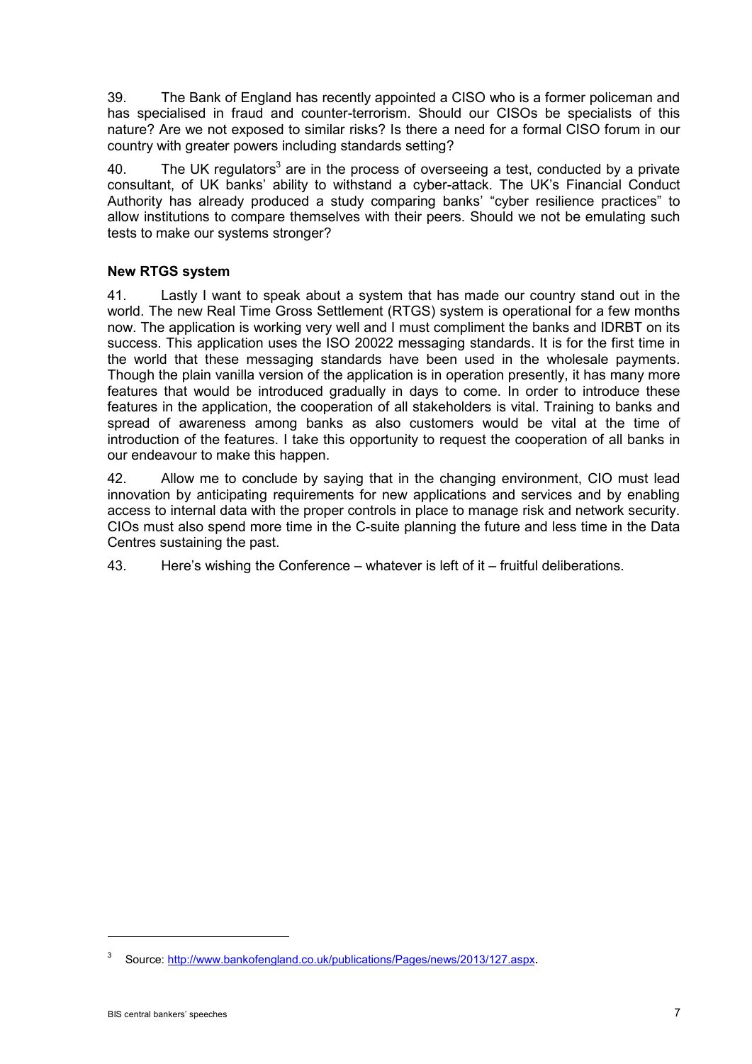39. The Bank of England has recently appointed a CISO who is a former policeman and has specialised in fraud and counter-terrorism. Should our CISOs be specialists of this nature? Are we not exposed to similar risks? Is there a need for a formal CISO forum in our country with greater powers including standards setting?

40. The UK regulators[3] are in the process of overseeing a test, conducted by a private consultant, of UK banks' ability to withstand a cyber-attack. The UK's Financial Conduct Authority has already produced a study comparing banks' "cyber resilience practices" to allow institutions to compare themselves with their peers. Should we not be emulating such tests to make our systems stronger?

**New RTGS system**

41. Lastly I want to speak about a system that has made our country stand out in the world. The new Real Time Gross Settlement (RTGS) system is operational for a few months now. The application is working very well and I must compliment the banks and IDRBT on its success. This application uses the ISO 20022 messaging standards. It is for the first time in the world that these messaging standards have been used in the wholesale payments. Though the plain vanilla version of the application is in operation presently, it has many more features that would be introduced gradually in days to come. In order to introduce these features in the application, the cooperation of all stakeholders is vital. Training to banks and spread of awareness among banks as also customers would be vital at the time of introduction of the features. I take this opportunity to request the cooperation of all banks in our endeavour to make this happen.

42. Allow me to conclude by saying that in the changing environment, CIO must lead innovation by anticipating requirements for new applications and services and by enabling access to internal data with the proper controls in place to manage risk and network security. CIOs must also spend more time in the C-suite planning the future and less time in the Data Centres sustaining the past.

43. Here's wishing the Conference – whatever is left of it – fruitful deliberations.

---

[3] Source: http://www.bankofengland.co.uk/publications/Pages/news/2013/127.aspx.